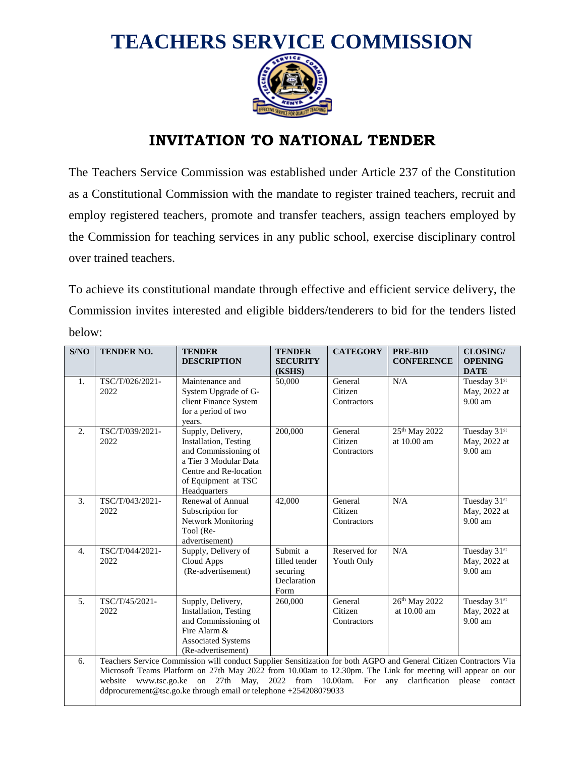# TEACHERS SERVICE COMMISSION

## INVITATION TO NATIONAL TENDER

The Teachers Service Commission was established under Article 237 of the Constitution as a Constitutional Commission with the mandate to register trained teachers, recruit and employ registered teachers, promote and transfer teachers, assign teachers employed by the Commission for teaching services in any public school, exercise disciplinary control over trained teachers.

To achieve its constitutional mandate through effective and efficient service delivery, the Commission invites interested and eligible bidders/tenderers to bid for the tenders listed below:

| S/NO | TENDER NO. | TENDER DESCRIPTION | TENDER SECURITY (KSHS) | CATEGORY | PRE-BID CONFERENCE | CLOSING/ OPENING DATE |
|---|---|---|---|---|---|---|
| 1. | TSC/T/026/2021-2022 | Maintenance and System Upgrade of G-client Finance System for a period of two years. | 50,000 | General Citizen Contractors | N/A | Tuesday 31st May, 2022 at 9.00 am |
| 2. | TSC/T/039/2021-2022 | Supply, Delivery, Installation, Testing and Commissioning of a Tier 3 Modular Data Centre and Re-location of Equipment at TSC Headquarters | 200,000 | General Citizen Contractors | 25th May 2022 at 10.00 am | Tuesday 31st May, 2022 at 9.00 am |
| 3. | TSC/T/043/2021-2022 | Renewal of Annual Subscription for Network Monitoring Tool (Re-advertisement) | 42,000 | General Citizen Contractors | N/A | Tuesday 31st May, 2022 at 9.00 am |
| 4. | TSC/T/044/2021-2022 | Supply, Delivery of Cloud Apps (Re-advertisement) | Submit a filled tender securing Declaration Form | Reserved for Youth Only | N/A | Tuesday 31st May, 2022 at 9.00 am |
| 5. | TSC/T/45/2021-2022 | Supply, Delivery, Installation, Testing and Commissioning of Fire Alarm & Associated Systems (Re-advertisement) | 260,000 | General Citizen Contractors | 26th May 2022 at 10.00 am | Tuesday 31st May, 2022 at 9.00 am |
| 6. | Teachers Service Commission will conduct Supplier Sensitization for both AGPO and General Citizen Contractors Via Microsoft Teams Platform on 27th May 2022 from 10.00am to 12.30pm. The Link for meeting will appear on our website www.tsc.go.ke on 27th May, 2022 from 10.00am. For any clarification please contact ddprocurement@tsc.go.ke through email or telephone +254208079033 | | | | | |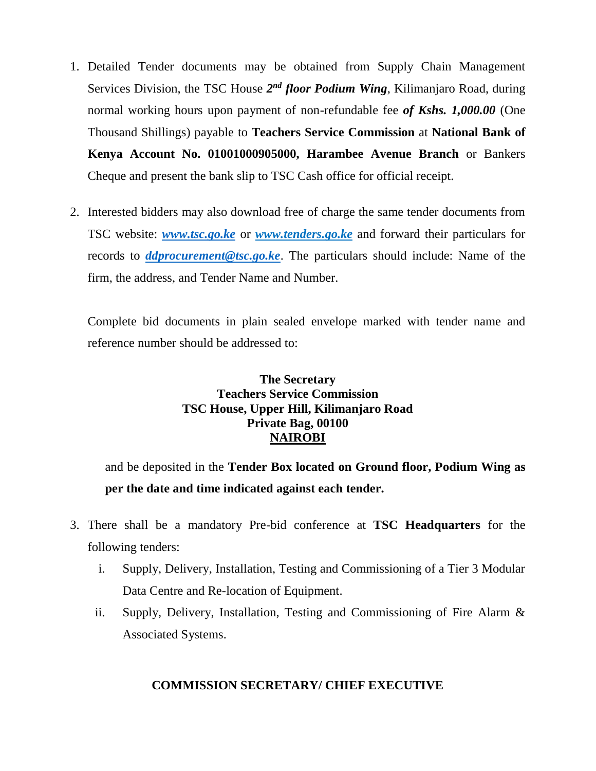1. Detailed Tender documents may be obtained from Supply Chain Management Services Division, the TSC House ***2nd floor Podium Wing***, Kilimanjaro Road, during normal working hours upon payment of non-refundable fee ***of Kshs. 1,000.00*** (One Thousand Shillings) payable to **Teachers Service Commission** at **National Bank of Kenya Account No. 01001000905000, Harambee Avenue Branch** or Bankers Cheque and present the bank slip to TSC Cash office for official receipt.

2. Interested bidders may also download free of charge the same tender documents from TSC website: ***www.tsc.go.ke*** or ***www.tenders.go.ke*** and forward their particulars for records to ***ddprocurement@tsc.go.ke***. The particulars should include: Name of the firm, the address, and Tender Name and Number.

   Complete bid documents in plain sealed envelope marked with tender name and reference number should be addressed to:

   **The Secretary**
   **Teachers Service Commission**
   **TSC House, Upper Hill, Kilimanjaro Road**
   **Private Bag, 00100**
   **NAIROBI**

   and be deposited in the **Tender Box located on Ground floor, Podium Wing as per the date and time indicated against each tender.**

3. There shall be a mandatory Pre-bid conference at **TSC Headquarters** for the following tenders:
   i. Supply, Delivery, Installation, Testing and Commissioning of a Tier 3 Modular Data Centre and Re-location of Equipment.
   ii. Supply, Delivery, Installation, Testing and Commissioning of Fire Alarm & Associated Systems.

**COMMISSION SECRETARY/ CHIEF EXECUTIVE**